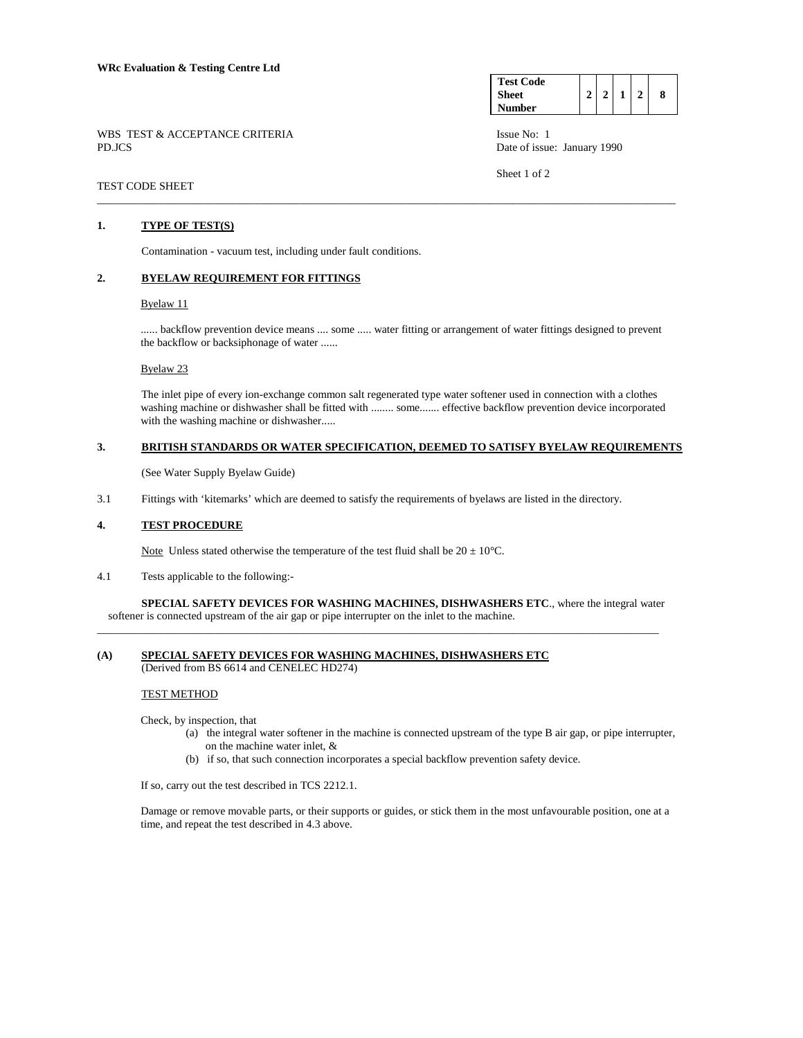**WRc Evaluation & Testing Centre Ltd**

| Test Code Sheet Number | 2 | 2 | 1 | 2 | 8 |
|---|---|---|---|---|---|

WBS TEST & ACCEPTANCE CRITERIA
PD.JCS

Issue No: 1
Date of issue: January 1990

TEST CODE SHEET

## 1. TYPE OF TEST(S)

Contamination - vacuum test, including under fault conditions.

## 2. BYELAW REQUIREMENT FOR FITTINGS

Byelaw 11

...... backflow prevention device means .... some ..... water fitting or arrangement of water fittings designed to prevent the backflow or backsiphonage of water ......

Byelaw 23

The inlet pipe of every ion-exchange common salt regenerated type water softener used in connection with a clothes washing machine or dishwasher shall be fitted with ........ some....... effective backflow prevention device incorporated with the washing machine or dishwasher.....

## 3. BRITISH STANDARDS OR WATER SPECIFICATION, DEEMED TO SATISFY BYELAW REQUIREMENTS

(See Water Supply Byelaw Guide)

3.1 Fittings with 'kitemarks' which are deemed to satisfy the requirements of byelaws are listed in the directory.

## 4. TEST PROCEDURE

Note Unless stated otherwise the temperature of the test fluid shall be $20 \pm 10°C$.

4.1 Tests applicable to the following:-

**SPECIAL SAFETY DEVICES FOR WASHING MACHINES, DISHWASHERS ETC**., where the integral water softener is connected upstream of the air gap or pipe interrupter on the inlet to the machine.

---

## (A) SPECIAL SAFETY DEVICES FOR WASHING MACHINES, DISHWASHERS ETC

(Derived from BS 6614 and CENELEC HD274)

TEST METHOD

Check, by inspection, that

(a) the integral water softener in the machine is connected upstream of the type B air gap, or pipe interrupter, on the machine water inlet, &
(b) if so, that such connection incorporates a special backflow prevention safety device.

If so, carry out the test described in TCS 2212.1.

Damage or remove movable parts, or their supports or guides, or stick them in the most unfavourable position, one at a time, and repeat the test described in 4.3 above.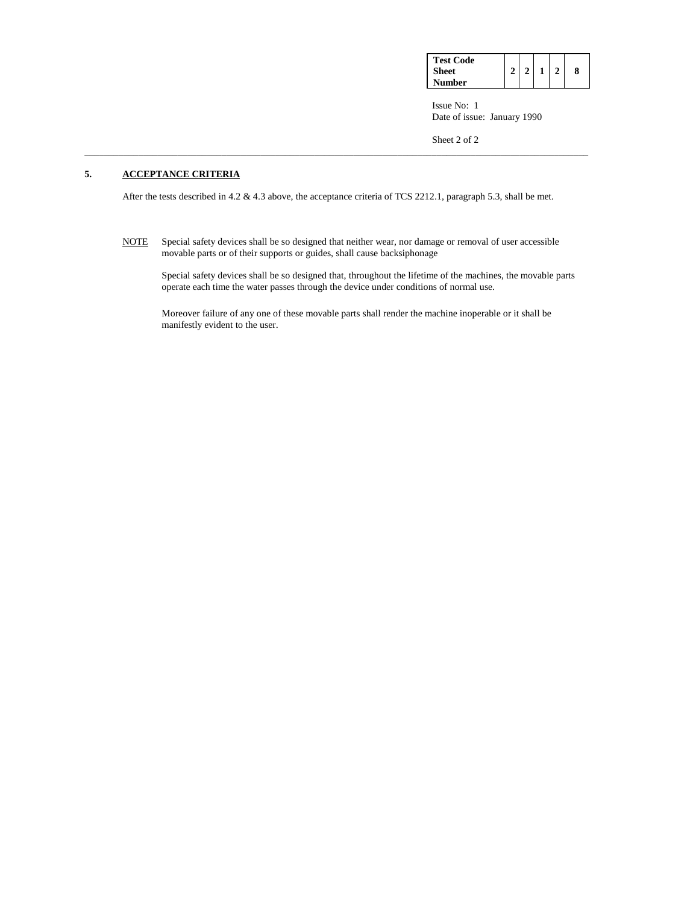## 5. ACCEPTANCE CRITERIA

After the tests described in 4.2 & 4.3 above, the acceptance criteria of TCS 2212.1, paragraph 5.3, shall be met.

NOTE Special safety devices shall be so designed that neither wear, nor damage or removal of user accessible movable parts or of their supports or guides, shall cause backsiphonage

Special safety devices shall be so designed that, throughout the lifetime of the machines, the movable parts operate each time the water passes through the device under conditions of normal use.

Moreover failure of any one of these movable parts shall render the machine inoperable or it shall be manifestly evident to the user.